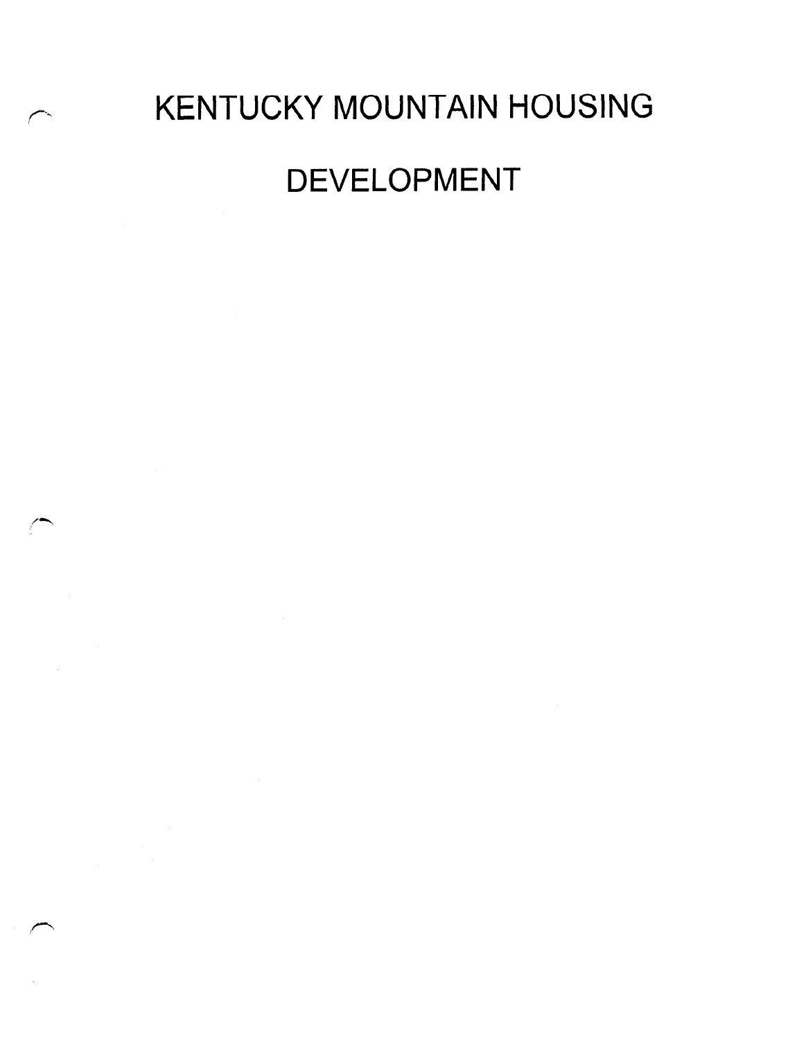# KENTUCKY MOUNTAIN HOUSING DEVELOPMENT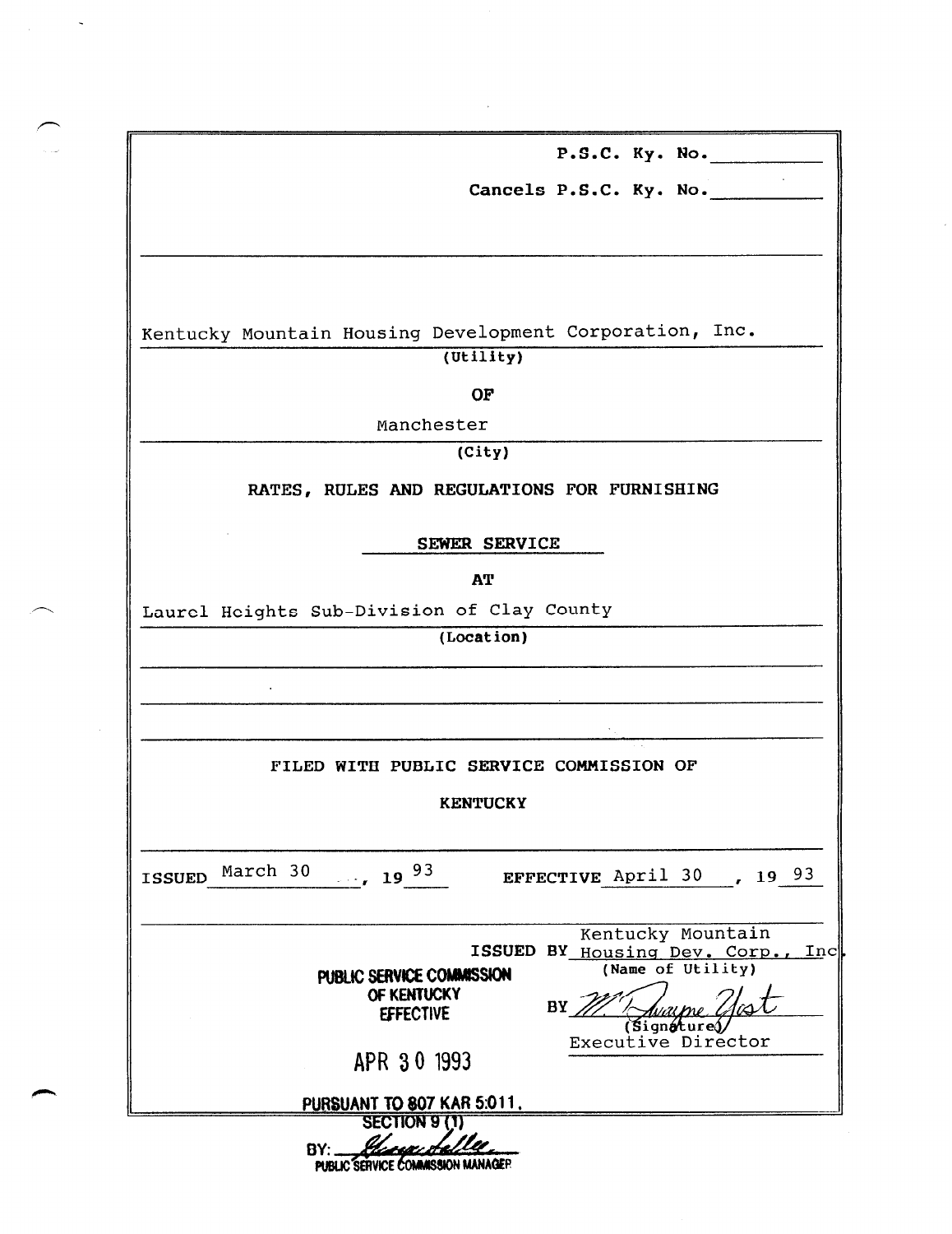P.S.C. Ky. No.\_\_\_\_\_\_\_\_\_\_

Cancels P.S.C. Ky. No.\_\_\_\_\_\_\_\_\_\_

Kentucky Mountain Housing Development Corporation, Inc.
(Utility)

**OF**

Manchester
(City)

**RATES, RULES AND REGULATIONS FOR FURNISHING**

**SEWER SERVICE**

**AT**

Laurel Heights Sub-Division of Clay County
(Location)

**FILED WITH PUBLIC SERVICE COMMISSION OF**

**KENTUCKY**

ISSUED March 30, 19 93 EFFECTIVE April 30, 19 93

ISSUED BY Kentucky Mountain Housing Dev. Corp., Inc.
(Name of Utility)

BY M. Wayne Yost
(Signature)
Executive Director

**PUBLIC SERVICE COMMISSION OF KENTUCKY EFFECTIVE**

**APR 30 1993**

**PURSUANT TO 807 KAR 5:011, SECTION 9 (1)**

BY: [signature]
PUBLIC SERVICE COMMISSION MANAGER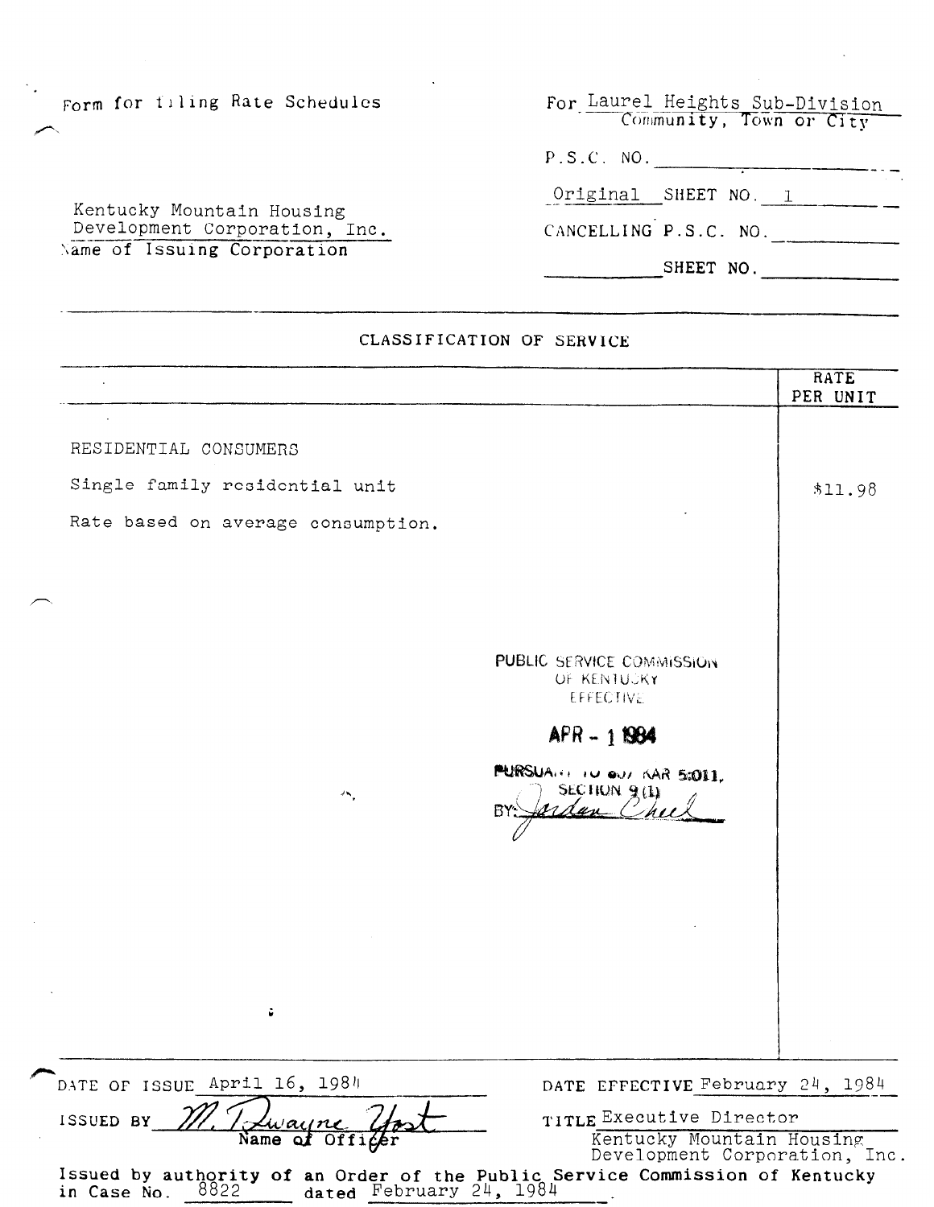Form for filing Rate Schedules

Kentucky Mountain Housing Development Corporation, Inc.
Name of Issuing Corporation

For Laurel Heights Sub-Division
Community, Town or City

P.S.C. NO. ________

Original SHEET NO. 1

CANCELLING P.S.C. NO. ________

________ SHEET NO. ________

## CLASSIFICATION OF SERVICE

| | RATE PER UNIT |
|---|---|
| RESIDENTIAL CONSUMERS | |
| Single family residential unit | $11.98 |
| Rate based on average consumption. | |

PUBLIC SERVICE COMMISSION OF KENTUCKY
EFFECTIVE
APR - 1 1984
PURSUANT TO 807 KAR 5:011,
SECTION 9 (1)
BY: Jordan Chiel

DATE OF ISSUE April 16, 1984

DATE EFFECTIVE February 24, 1984

ISSUED BY M. Dwayne Yost
Name of Officer

TITLE Executive Director
Kentucky Mountain Housing Development Corporation, Inc.

Issued by authority of an Order of the Public Service Commission of Kentucky in Case No. 8822 dated February 24, 1984.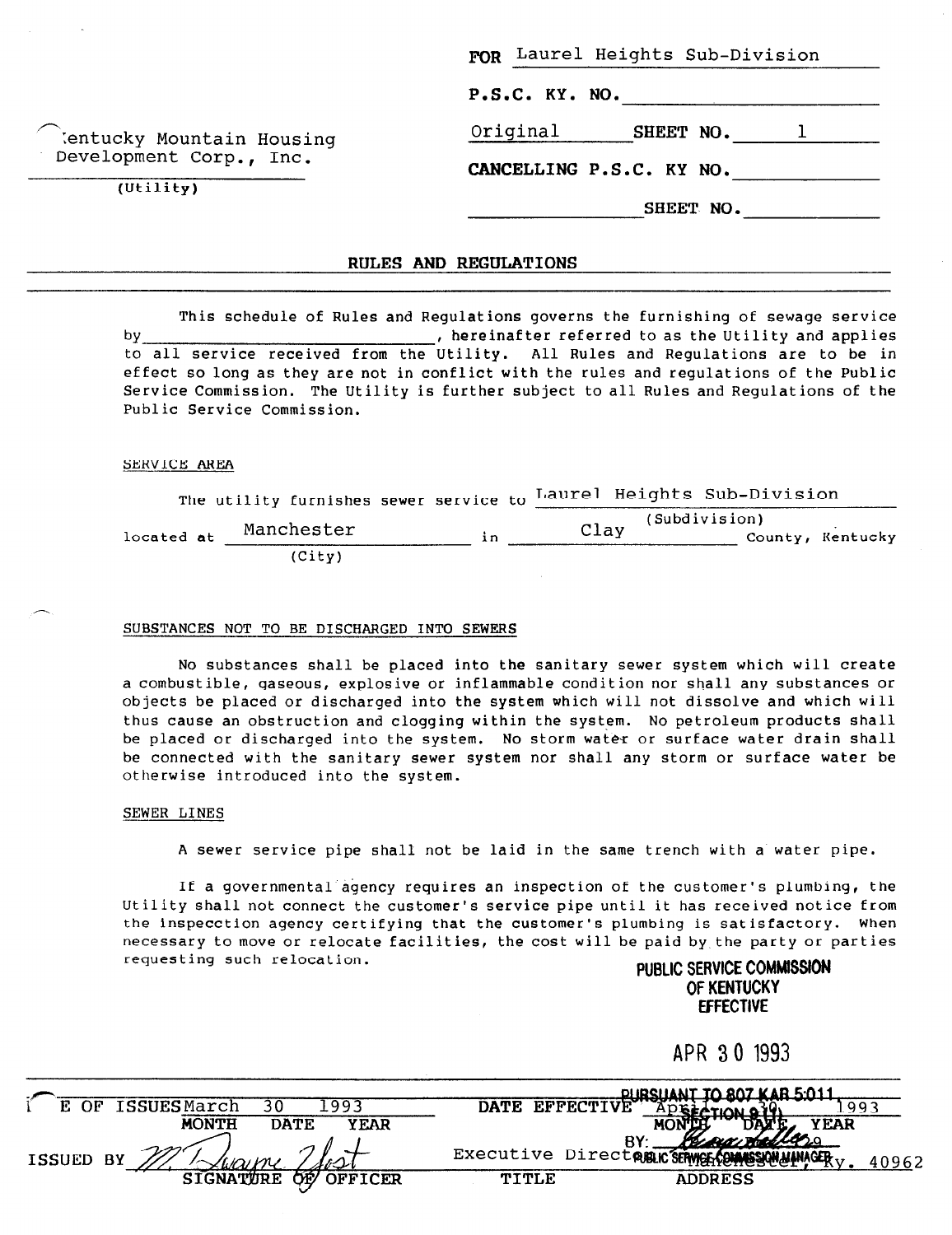Kentucky Mountain Housing Development Corp., Inc.
(Utility)

FOR Laurel Heights Sub-Division

P.S.C. KY. NO. ____________

Original SHEET NO. 1

CANCELLING P.S.C. KY NO. ____________

SHEET NO. ____________

## RULES AND REGULATIONS

This schedule of Rules and Regulations governs the furnishing of sewage service by ______________________, hereinafter referred to as the Utility and applies to all service received from the Utility. All Rules and Regulations are to be in effect so long as they are not in conflict with the rules and regulations of the Public Service Commission. The Utility is further subject to all Rules and Regulations of the Public Service Commission.

### SERVICE AREA

The utility furnishes sewer service to Laurel Heights Sub-Division (Subdivision) located at Manchester (City) in Clay County, Kentucky

### SUBSTANCES NOT TO BE DISCHARGED INTO SEWERS

No substances shall be placed into the sanitary sewer system which will create a combustible, gaseous, explosive or inflammable condition nor shall any substances or objects be placed or discharged into the system which will not dissolve and which will thus cause an obstruction and clogging within the system. No petroleum products shall be placed or discharged into the system. No storm water or surface water drain shall be connected with the sanitary sewer system nor shall any storm or surface water be otherwise introduced into the system.

### SEWER LINES

A sewer service pipe shall not be laid in the same trench with a water pipe.

If a governmental agency requires an inspection of the customer's plumbing, the Utility shall not connect the customer's service pipe until it has received notice from the inspecction agency certifying that the customer's plumbing is satisfactory. When necessary to move or relocate facilities, the cost will be paid by the party or parties requesting such relocation.

PUBLIC SERVICE COMMISSION
OF KENTUCKY
EFFECTIVE

APR 30 1993

PURSUANT TO 807 KAR 5:011,
SECTION 9(1)
BY: [signature]
PUBLIC SERVICE COMMISSION MANAGER

DATE OF ISSUE March 30 1993 (MONTH DATE YEAR)

DATE EFFECTIVE April 30 1993 (MONTH DATE YEAR)

ISSUED BY [signature] M. Dwayne Yost (SIGNATURE OF OFFICER)

Executive Director (TITLE)

Manchester, Ky. 40962 (ADDRESS)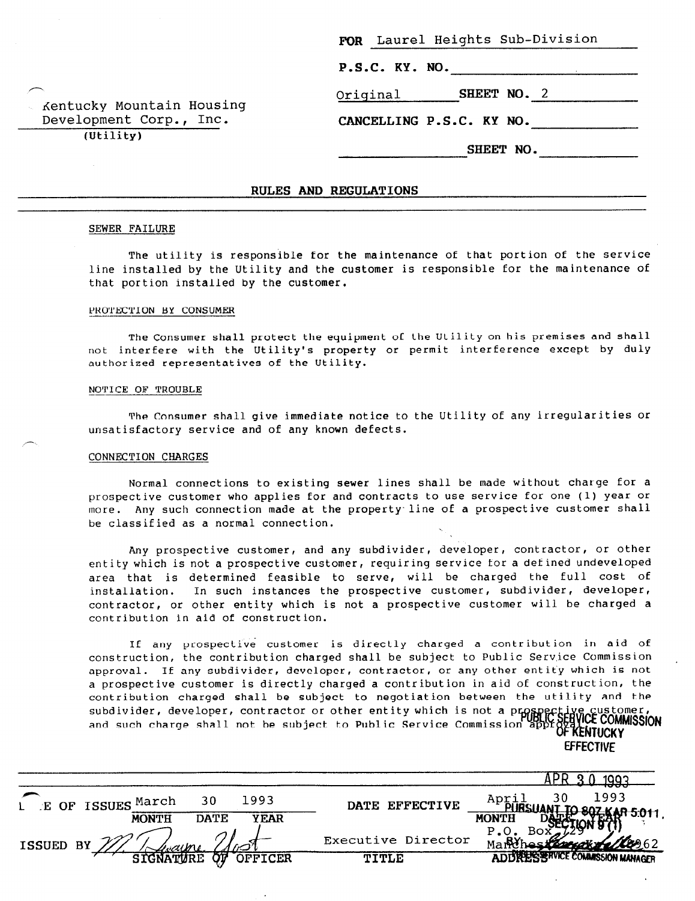Kentucky Mountain Housing Development Corp., Inc.
(Utility)

FOR Laurel Heights Sub-Division

P.S.C. KY. NO.

Original SHEET NO. 2

CANCELLING P.S.C. KY NO.

SHEET NO.

## RULES AND REGULATIONS

### SEWER FAILURE

The utility is responsible for the maintenance of that portion of the service line installed by the Utility and the customer is responsible for the maintenance of that portion installed by the customer.

### PROTECTION BY CONSUMER

The Consumer shall protect the equipment of the Utility on his premises and shall not interfere with the Utility's property or permit interference except by duly authorized representatives of the Utility.

### NOTICE OF TROUBLE

The Consumer shall give immediate notice to the Utility of any irregularities or unsatisfactory service and of any known defects.

### CONNECTION CHARGES

Normal connections to existing sewer lines shall be made without charge for a prospective customer who applies for and contracts to use service for one (1) year or more. Any such connection made at the property line of a prospective customer shall be classified as a normal connection.

Any prospective customer, and any subdivider, developer, contractor, or other entity which is not a prospective customer, requiring service for a defined undeveloped area that is determined feasible to serve, will be charged the full cost of installation. In such instances the prospective customer, subdivider, developer, contractor, or other entity which is not a prospective customer will be charged a contribution in aid of construction.

If any prospective customer is directly charged a contribution in aid of construction, the contribution charged shall be subject to Public Service Commission approval. If any subdivider, developer, contractor, or any other entity which is not a prospective customer is directly charged a contribution in aid of construction, the contribution charged shall be subject to negotiation between the utility and the subdivider, developer, contractor or other entity which is not a prospective customer, and such charge shall not be subject to Public Service Commission approval.

PUBLIC SERVICE COMMISSION OF KENTUCKY EFFECTIVE

APR 30 1993

PURSUANT TO 807 KAR 5:011, SECTION 9 (1)

BY: PUBLIC SERVICE COMMISSION MANAGER

| DATE OF ISSUES | March 30 1993 | DATE EFFECTIVE | April 30 1993 |
|---|---|---|---|
| | MONTH DATE YEAR | | MONTH DATE YEAR |
| ISSUED BY | M. Dwayne Yost | Executive Director | P.O. Box 729, Manchester, Kentucky 40962 |
| | SIGNATURE OF OFFICER | TITLE | ADDRESS |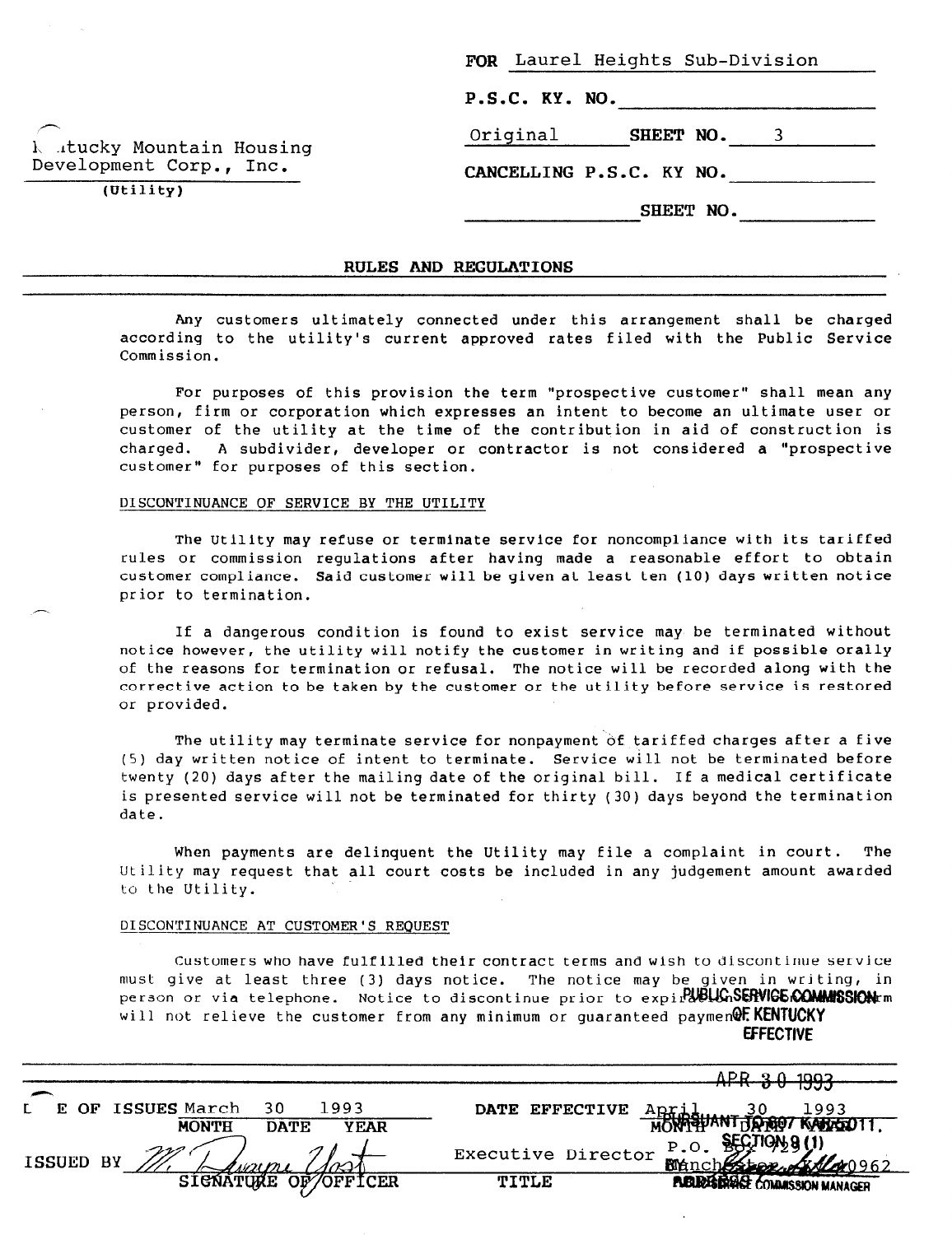Kentucky Mountain Housing Development Corp., Inc.
(Utility)

FOR Laurel Heights Sub-Division

P.S.C. KY. NO.

Original SHEET NO. 3

CANCELLING P.S.C. KY NO.

SHEET NO.

## RULES AND REGULATIONS

Any customers ultimately connected under this arrangement shall be charged according to the utility's current approved rates filed with the Public Service Commission.

For purposes of this provision the term "prospective customer" shall mean any person, firm or corporation which expresses an intent to become an ultimate user or customer of the utility at the time of the contribution in aid of construction is charged. A subdivider, developer or contractor is not considered a "prospective customer" for purposes of this section.

### DISCONTINUANCE OF SERVICE BY THE UTILITY

The Utility may refuse or terminate service for noncompliance with its tariffed rules or commission regulations after having made a reasonable effort to obtain customer compliance. Said customer will be given at least ten (10) days written notice prior to termination.

If a dangerous condition is found to exist service may be terminated without notice however, the utility will notify the customer in writing and if possible orally of the reasons for termination or refusal. The notice will be recorded along with the corrective action to be taken by the customer or the utility before service is restored or provided.

The utility may terminate service for nonpayment of tariffed charges after a five (5) day written notice of intent to terminate. Service will not be terminated before twenty (20) days after the mailing date of the original bill. If a medical certificate is presented service will not be terminated for thirty (30) days beyond the termination date.

When payments are delinquent the Utility may file a complaint in court. The Utility may request that all court costs be included in any judgement amount awarded to the Utility.

### DISCONTINUANCE AT CUSTOMER'S REQUEST

Customers who have fulfilled their contract terms and wish to discontinue service must give at least three (3) days notice. The notice may be given in writing, in person or via telephone. Notice to discontinue prior to expiration of contract term will not relieve the customer from any minimum or guaranteed payment.

PUBLIC SERVICE COMMISSION OF KENTUCKY EFFECTIVE APR 30 1993 PURSUANT TO 807 KAR 5:011, SECTION 9 (1) BY: PUBLIC SERVICE COMMISSION MANAGER

DATE OF ISSUE March 30 1993 (MONTH DATE YEAR)

DATE EFFECTIVE April 30 1993 (MONTH DATE YEAR)

ISSUED BY M. Dwayne Yost — SIGNATURE OF OFFICER

Executive Director — TITLE

P.O. Box 729, Manchester, KY 40962 — ADDRESS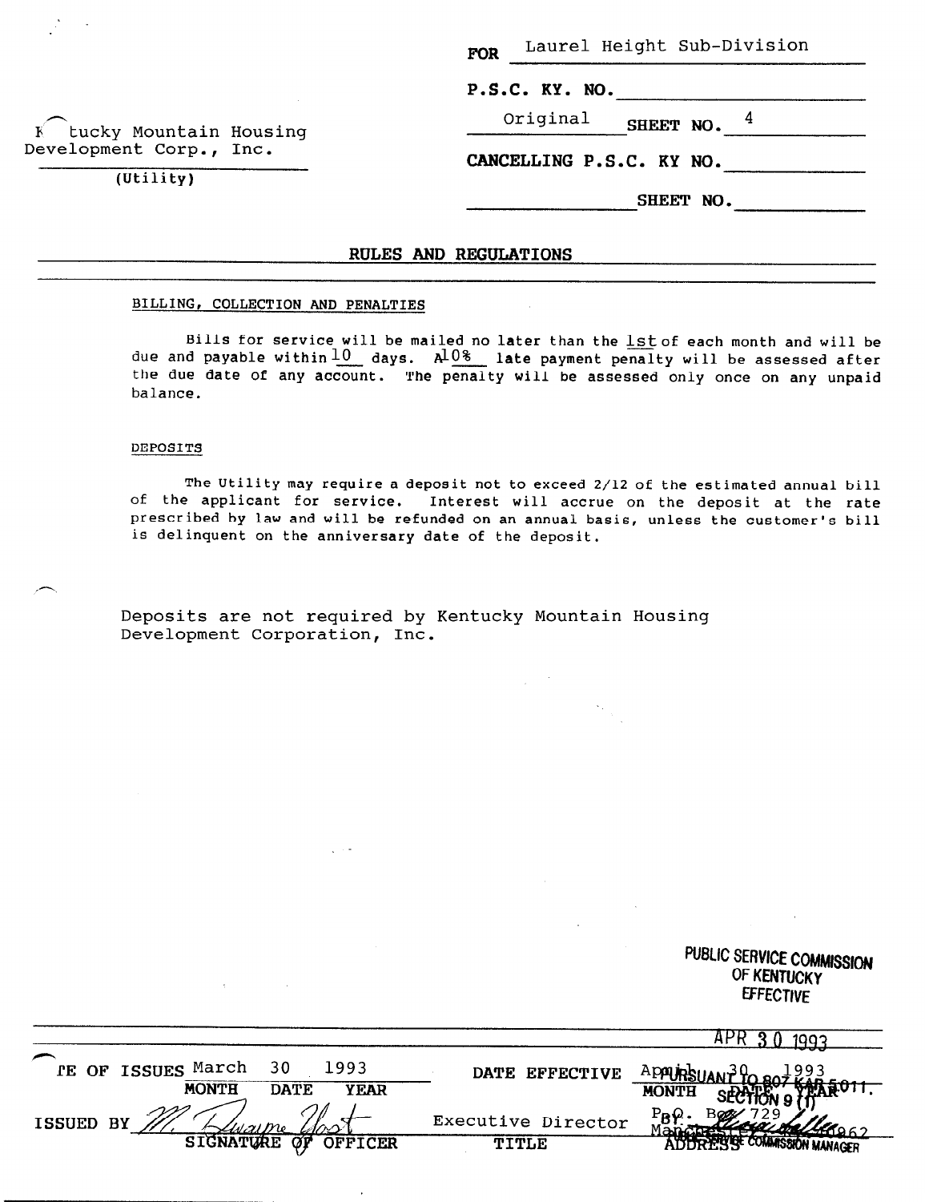Kentucky Mountain Housing Development Corp., Inc.
(Utility)

FOR Laurel Height Sub-Division

P.S.C. KY. NO. ____________

Original SHEET NO. 4

CANCELLING P.S.C. KY NO. ____________

____________ SHEET NO. ____________

## RULES AND REGULATIONS

### BILLING, COLLECTION AND PENALTIES

Bills for service will be mailed no later than the 1st of each month and will be due and payable within 10 days. A 10% late payment penalty will be assessed after the due date of any account. The penalty will be assessed only once on any unpaid balance.

### DEPOSITS

The Utility may require a deposit not to exceed 2/12 of the estimated annual bill of the applicant for service. Interest will accrue on the deposit at the rate prescribed by law and will be refunded on an annual basis, unless the customer's bill is delinquent on the anniversary date of the deposit.

Deposits are not required by Kentucky Mountain Housing Development Corporation, Inc.

PUBLIC SERVICE COMMISSION
OF KENTUCKY
EFFECTIVE

APR 30 1993

PURSUANT TO 807 KAR 5:011.
SECTION 9 (1)

BY: ____________
PUBLIC SERVICE COMMISSION MANAGER

| DATE OF ISSUES | March | 30 | 1993 | DATE EFFECTIVE | April 30, 1993 |
|---|---|---|---|---|---|
| | MONTH | DATE | YEAR | | MONTH DATE YEAR |
| ISSUED BY | M. Dwayne Yost | | | Executive Director | P.O. Box 729, Manchester, KY 40962 |
| | SIGNATURE OF OFFICER | | | TITLE | ADDRESS |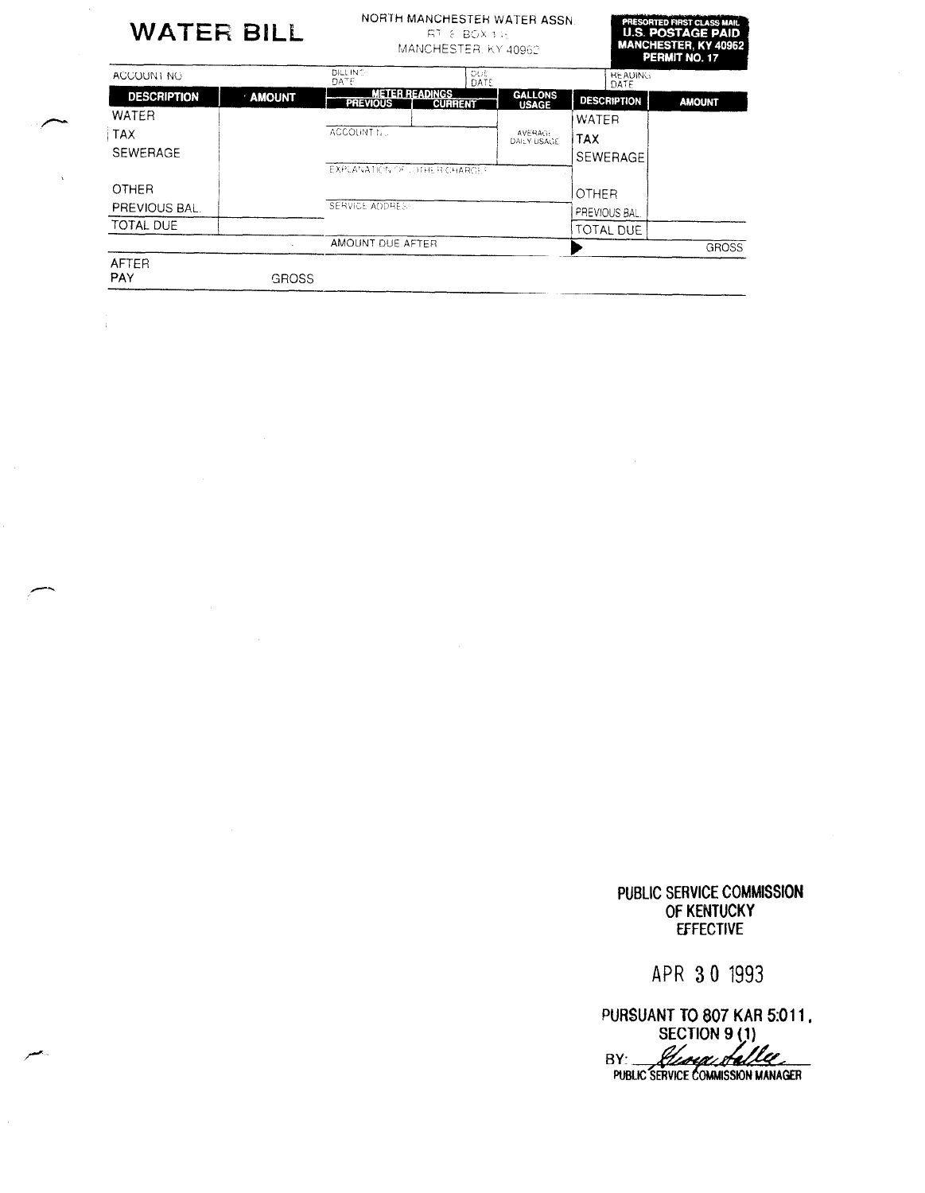# WATER BILL

NORTH MANCHESTER WATER ASSN.
RT. 6 BOX 1
MANCHESTER, KY 40962

PRESORTED FIRST CLASS MAIL
U.S. POSTAGE PAID
MANCHESTER, KY 40962
PERMIT NO. 17

| ACCOUNT NO. | | BILLING DATE | | DUE DATE | | | READING DATE |
|---|---|---|---|---|---|---|---|
| **DESCRIPTION** | **AMOUNT** | **METER READINGS** PREVIOUS | CURRENT | | **GALLONS USAGE** | **DESCRIPTION** | **AMOUNT** |
| WATER | | | | | | WATER | |
| TAX | | ACCOUNT NO. | | | AVERAGE DAILY USAGE | TAX | |
| SEWERAGE | | | | | | SEWERAGE | |
| | | EXPLANATION OF OTHER CHARGES | | | | | |
| OTHER | | | | | | OTHER | |
| PREVIOUS BAL. | | SERVICE ADDRESS | | | | PREVIOUS BAL. | |
| TOTAL DUE | | | | | | TOTAL DUE | |
| | | AMOUNT DUE AFTER | | | | | GROSS |
| AFTER PAY | GROSS | | | | | | |

PUBLIC SERVICE COMMISSION
OF KENTUCKY
EFFECTIVE

APR 30 1993

PURSUANT TO 807 KAR 5:011,
SECTION 9 (1)

BY: George Fuller
PUBLIC SERVICE COMMISSION MANAGER